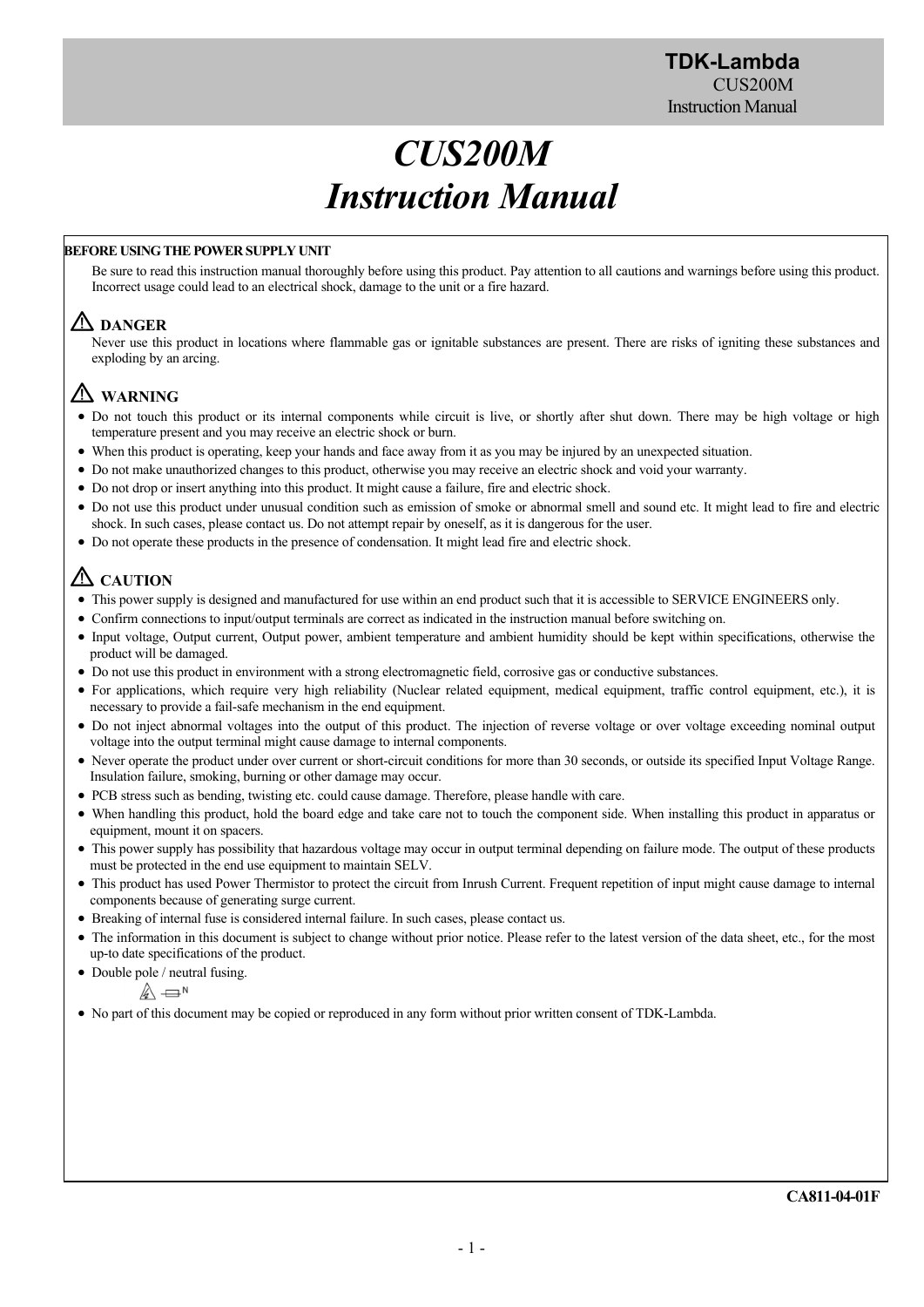# *CUS200M Instruction Manual*

**BEFORE USING THE POWER SUPPLY UNIT**

Be sure to read this instruction manual thoroughly before using this product. Pay attention to all cautions and warnings before using this product. Incorrect usage could lead to an electrical shock, damage to the unit or a fire hazard.

## ⚠ DANGER

Never use this product in locations where flammable gas or ignitable substances are present. There are risks of igniting these substances and exploding by an arcing.

## ⚠ WARNING

- Do not touch this product or its internal components while circuit is live, or shortly after shut down. There may be high voltage or high temperature present and you may receive an electric shock or burn.
- When this product is operating, keep your hands and face away from it as you may be injured by an unexpected situation.
- Do not make unauthorized changes to this product, otherwise you may receive an electric shock and void your warranty.
- Do not drop or insert anything into this product. It might cause a failure, fire and electric shock.
- Do not use this product under unusual condition such as emission of smoke or abnormal smell and sound etc. It might lead to fire and electric shock. In such cases, please contact us. Do not attempt repair by oneself, as it is dangerous for the user.
- Do not operate these products in the presence of condensation. It might lead fire and electric shock.

## ⚠ CAUTION

- This power supply is designed and manufactured for use within an end product such that it is accessible to SERVICE ENGINEERS only.
- Confirm connections to input/output terminals are correct as indicated in the instruction manual before switching on.
- Input voltage, Output current, Output power, ambient temperature and ambient humidity should be kept within specifications, otherwise the product will be damaged.
- Do not use this product in environment with a strong electromagnetic field, corrosive gas or conductive substances.
- For applications, which require very high reliability (Nuclear related equipment, medical equipment, traffic control equipment, etc.), it is necessary to provide a fail-safe mechanism in the end equipment.
- Do not inject abnormal voltages into the output of this product. The injection of reverse voltage or over voltage exceeding nominal output voltage into the output terminal might cause damage to internal components.
- Never operate the product under over current or short-circuit conditions for more than 30 seconds, or outside its specified Input Voltage Range. Insulation failure, smoking, burning or other damage may occur.
- PCB stress such as bending, twisting etc. could cause damage. Therefore, please handle with care.
- When handling this product, hold the board edge and take care not to touch the component side. When installing this product in apparatus or equipment, mount it on spacers.
- This power supply has possibility that hazardous voltage may occur in output terminal depending on failure mode. The output of these products must be protected in the end use equipment to maintain SELV.
- This product has used Power Thermistor to protect the circuit from Inrush Current. Frequent repetition of input might cause damage to internal components because of generating surge current.
- Breaking of internal fuse is considered internal failure. In such cases, please contact us.
- The information in this document is subject to change without prior notice. Please refer to the latest version of the data sheet, etc., for the most up-to date specifications of the product.
- Double pole / neutral fusing.
- No part of this document may be copied or reproduced in any form without prior written consent of TDK-Lambda.

**CA811-04-01F**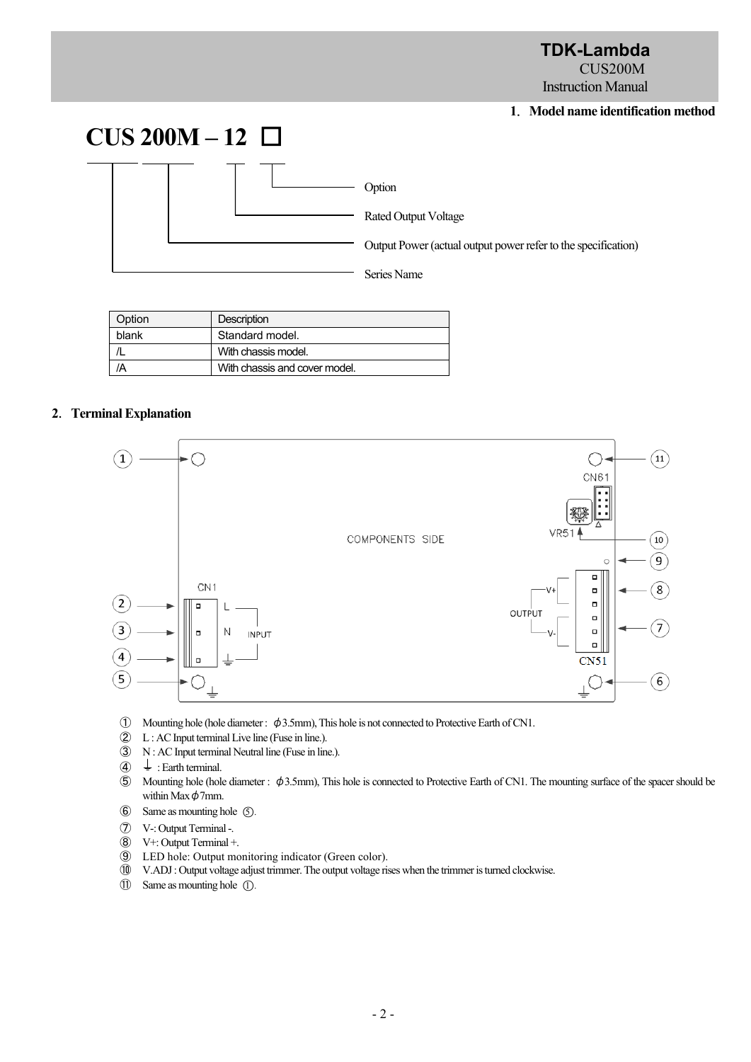## 1. Model name identification method

**CUS 200M – 12 □**

- Option
- Rated Output Voltage
- Output Power (actual output power refer to the specification)
- Series Name

| Option | Description |
|---|---|
| blank | Standard model. |
| /L | With chassis model. |
| /A | With chassis and cover model. |

## 2. Terminal Explanation

①  Mounting hole (hole diameter : ϕ3.5mm), This hole is not connected to Protective Earth of CN1.

②  L : AC Input terminal Live line (Fuse in line.).

③  N : AC Input terminal Neutral line (Fuse in line.).

④  ⏚ : Earth terminal.

⑤  Mounting hole (hole diameter : ϕ3.5mm), This hole is connected to Protective Earth of CN1. The mounting surface of the spacer should be within Max ϕ7mm.

⑥  Same as mounting hole ⑤.

⑦  V-: Output Terminal -.

⑧  V+: Output Terminal +.

⑨  LED hole: Output monitoring indicator (Green color).

⑩  V.ADJ : Output voltage adjust trimmer. The output voltage rises when the trimmer is turned clockwise.

⑪  Same as mounting hole ①.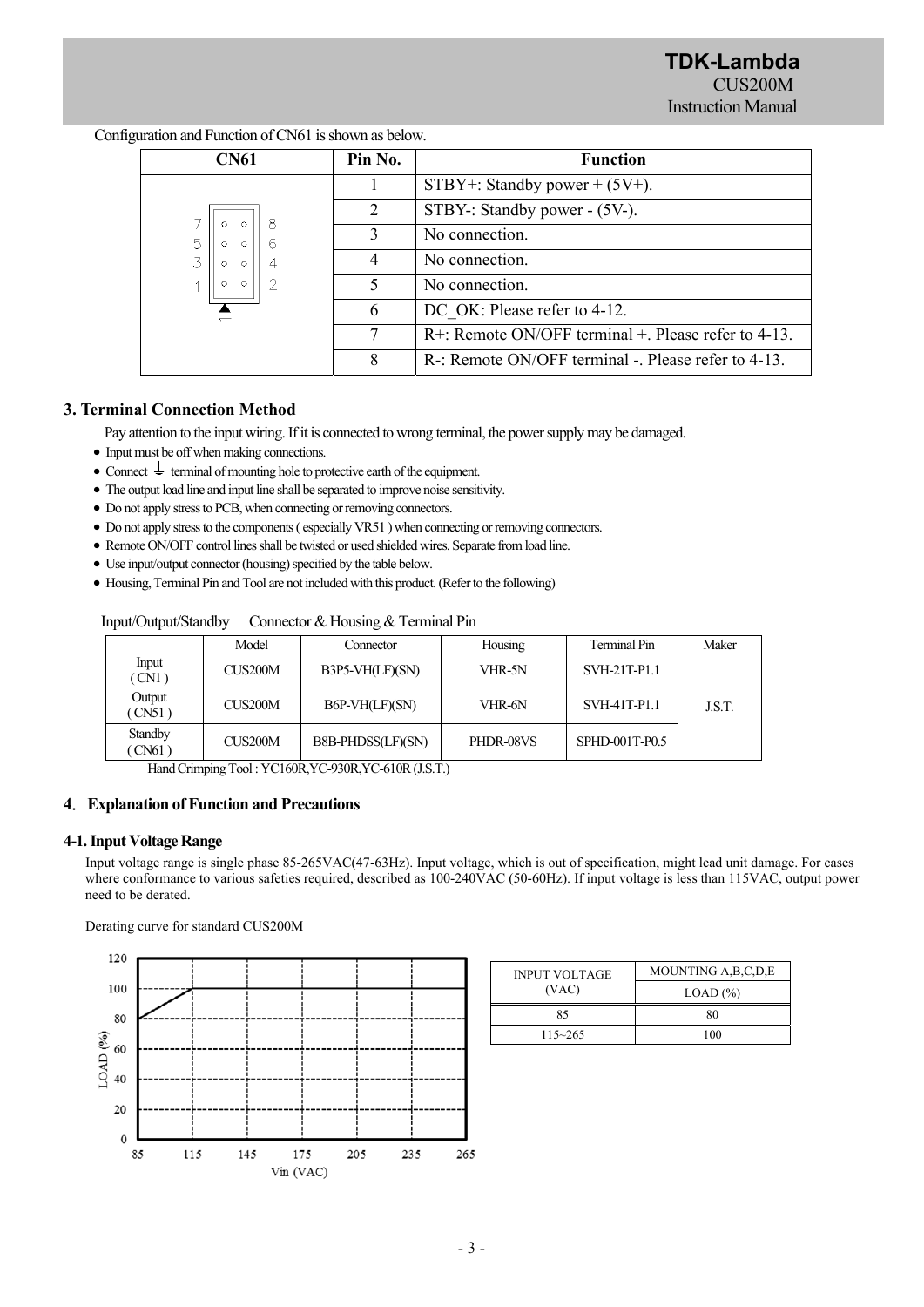Configuration and Function of CN61 is shown as below.

| CN61 | Pin No. | Function |
|---|---|---|
| | 1 | STBY+: Standby power + (5V+). |
| | 2 | STBY-: Standby power - (5V-). |
| | 3 | No connection. |
| | 4 | No connection. |
| | 5 | No connection. |
| | 6 | DC_OK: Please refer to 4-12. |
| | 7 | R+: Remote ON/OFF terminal +. Please refer to 4-13. |
| | 8 | R-: Remote ON/OFF terminal -. Please refer to 4-13. |

## 3. Terminal Connection Method

Pay attention to the input wiring. If it is connected to wrong terminal, the power supply may be damaged.

- Input must be off when making connections.
- Connect ⏚ terminal of mounting hole to protective earth of the equipment.
- The output load line and input line shall be separated to improve noise sensitivity.
- Do not apply stress to PCB, when connecting or removing connectors.
- Do not apply stress to the components ( especially VR51 ) when connecting or removing connectors.
- Remote ON/OFF control lines shall be twisted or used shielded wires. Separate from load line.
- Use input/output connector (housing) specified by the table below.
- Housing, Terminal Pin and Tool are not included with this product. (Refer to the following)

Input/Output/Standby Connector & Housing & Terminal Pin

| | Model | Connector | Housing | Terminal Pin | Maker |
|---|---|---|---|---|---|
| Input ( CN1 ) | CUS200M | B3P5-VH(LF)(SN) | VHR-5N | SVH-21T-P1.1 | J.S.T. |
| Output ( CN51 ) | CUS200M | B6P-VH(LF)(SN) | VHR-6N | SVH-41T-P1.1 | |
| Standby ( CN61 ) | CUS200M | B8B-PHDSS(LF)(SN) | PHDR-08VS | SPHD-001T-P0.5 | |

Hand Crimping Tool : YC160R,YC-930R,YC-610R (J.S.T.)

## 4. Explanation of Function and Precautions

### 4-1. Input Voltage Range

Input voltage range is single phase 85-265VAC(47-63Hz). Input voltage, which is out of specification, might lead unit damage. For cases where conformance to various safeties required, described as 100-240VAC (50-60Hz). If input voltage is less than 115VAC, output power need to be derated.

Derating curve for standard CUS200M

| INPUT VOLTAGE (VAC) | MOUNTING A,B,C,D,E LOAD (%) |
|---|---|
| 85 | 80 |
| 115~265 | 100 |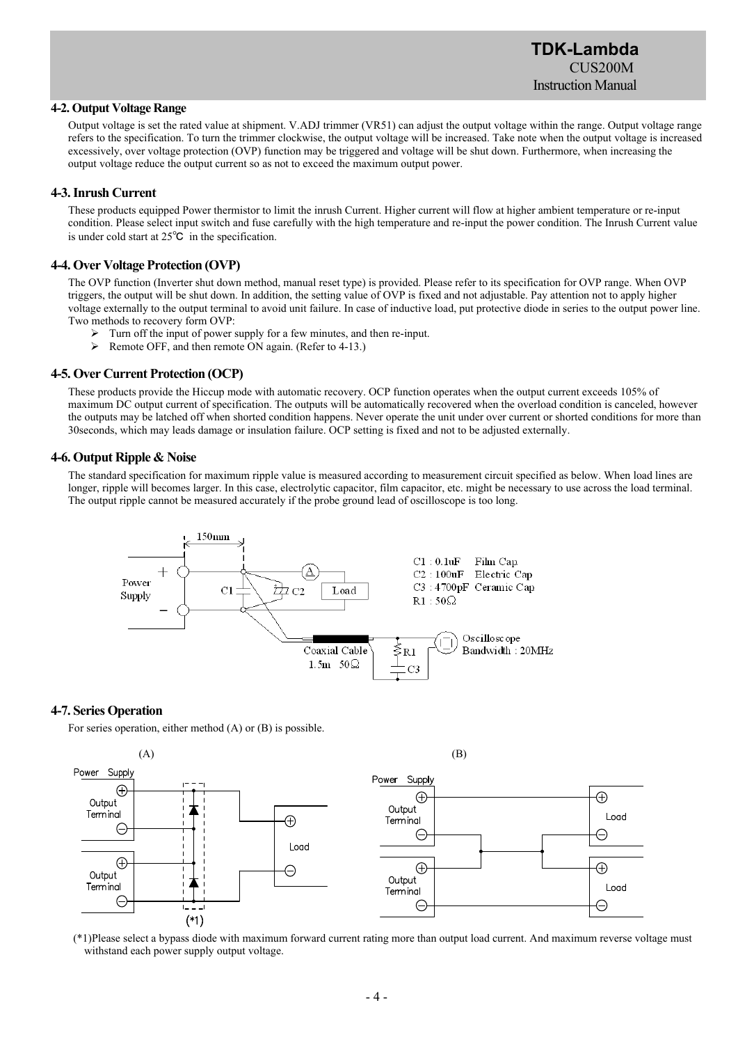## 4-2. Output Voltage Range

Output voltage is set the rated value at shipment. V.ADJ trimmer (VR51) can adjust the output voltage within the range. Output voltage range refers to the specification. To turn the trimmer clockwise, the output voltage will be increased. Take note when the output voltage is increased excessively, over voltage protection (OVP) function may be triggered and voltage will be shut down. Furthermore, when increasing the output voltage reduce the output current so as not to exceed the maximum output power.

## 4-3. Inrush Current

These products equipped Power thermistor to limit the inrush Current. Higher current will flow at higher ambient temperature or re-input condition. Please select input switch and fuse carefully with the high temperature and re-input the power condition. The Inrush Current value is under cold start at 25℃ in the specification.

## 4-4. Over Voltage Protection (OVP)

The OVP function (Inverter shut down method, manual reset type) is provided. Please refer to its specification for OVP range. When OVP triggers, the output will be shut down. In addition, the setting value of OVP is fixed and not adjustable. Pay attention not to apply higher voltage externally to the output terminal to avoid unit failure. In case of inductive load, put protective diode in series to the output power line. Two methods to recovery form OVP:

- Turn off the input of power supply for a few minutes, and then re-input.
- Remote OFF, and then remote ON again. (Refer to 4-13.)

## 4-5. Over Current Protection (OCP)

These products provide the Hiccup mode with automatic recovery. OCP function operates when the output current exceeds 105% of maximum DC output current of specification. The outputs will be automatically recovered when the overload condition is canceled, however the outputs may be latched off when shorted condition happens. Never operate the unit under over current or shorted conditions for more than 30seconds, which may leads damage or insulation failure. OCP setting is fixed and not to be adjusted externally.

## 4-6. Output Ripple & Noise

The standard specification for maximum ripple value is measured according to measurement circuit specified as below. When load lines are longer, ripple will becomes larger. In this case, electrolytic capacitor, film capacitor, etc. might be necessary to use across the load terminal. The output ripple cannot be measured accurately if the probe ground lead of oscilloscope is too long.

150mm

Power Supply + − C1 C2 A Load

Coaxial Cable 1.5m 50Ω R1 C3 Oscilloscope Bandwidth : 20MHz

C1 : 0.1uF Film Cap
C2 : 100uF Electric Cap
C3 : 4700pF Ceramic Cap
R1 : 50Ω

## 4-7. Series Operation

For series operation, either method (A) or (B) is possible.

(A) Power Supply, Output Terminal, Output Terminal, Load, (*1)

(B) Power Supply, Output Terminal, Output Terminal, Load, Load

(*1)Please select a bypass diode with maximum forward current rating more than output load current. And maximum reverse voltage must withstand each power supply output voltage.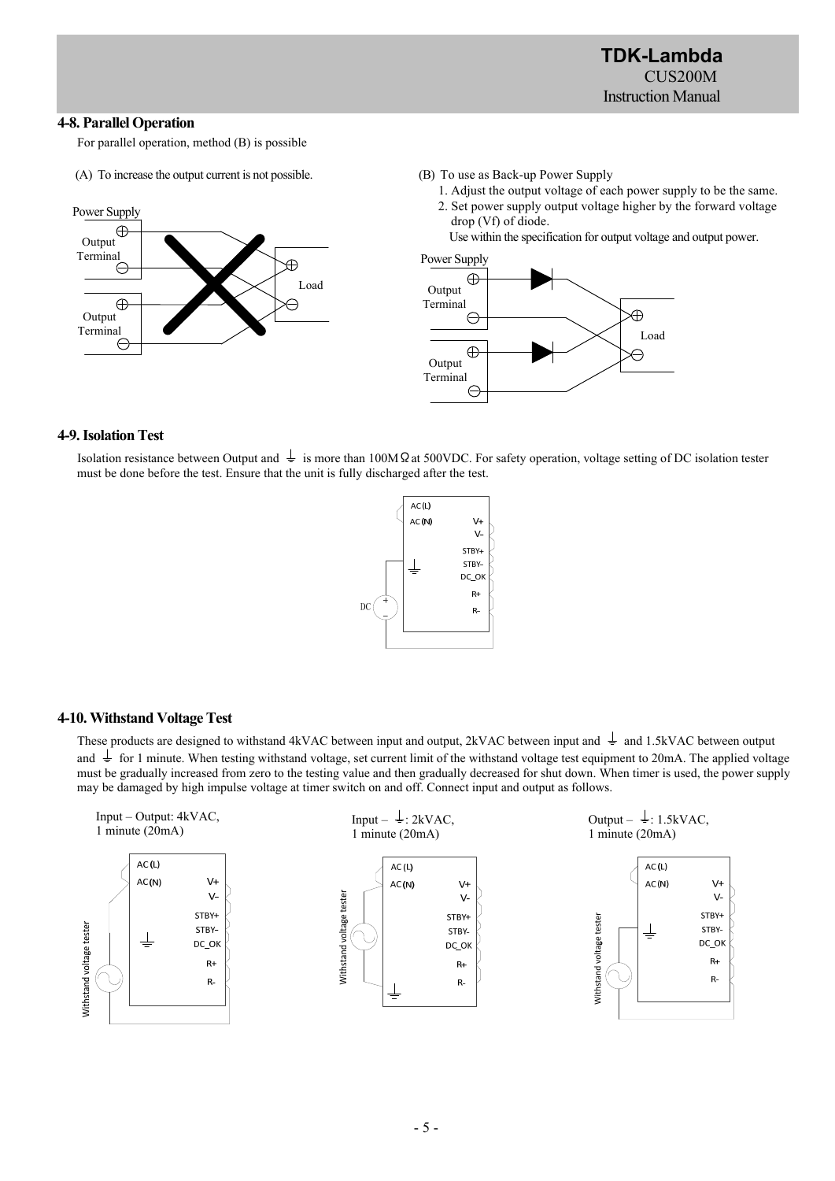## 4-8. Parallel Operation

For parallel operation, method (B) is possible

(A) To increase the output current is not possible.

Power Supply

Output Terminal

Output Terminal

Load

(B) To use as Back-up Power Supply

1. Adjust the output voltage of each power supply to be the same.
2. Set power supply output voltage higher by the forward voltage drop (Vf) of diode.

Use within the specification for output voltage and output power.

Power Supply

Output Terminal

Output Terminal

Load

## 4-9. Isolation Test

Isolation resistance between Output and ⏚ is more than 100MΩ at 500VDC. For safety operation, voltage setting of DC isolation tester must be done before the test. Ensure that the unit is fully discharged after the test.

AC (L)
AC (N)
V+
V-
STBY+
STBY-
DC_OK
R+
R-
DC

## 4-10. Withstand Voltage Test

These products are designed to withstand 4kVAC between input and output, 2kVAC between input and ⏚ and 1.5kVAC between output and ⏚ for 1 minute. When testing withstand voltage, set current limit of the withstand voltage test equipment to 20mA. The applied voltage must be gradually increased from zero to the testing value and then gradually decreased for shut down. When timer is used, the power supply may be damaged by high impulse voltage at timer switch on and off. Connect input and output as follows.

Input – Output: 4kVAC, 1 minute (20mA)

Input – ⏚: 2kVAC, 1 minute (20mA)

Output – ⏚: 1.5kVAC, 1 minute (20mA)

Withstand voltage tester

AC (L)
AC (N)
V+
V-
STBY+
STBY-
DC_OK
R+
R-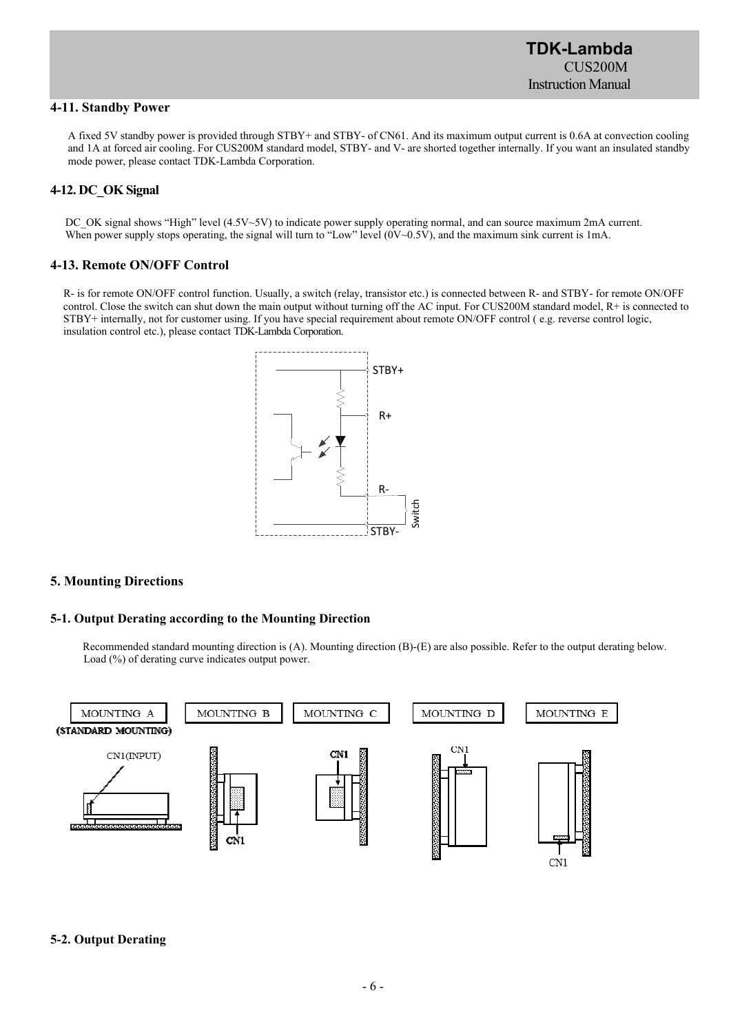### 4-11. Standby Power

A fixed 5V standby power is provided through STBY+ and STBY- of CN61. And its maximum output current is 0.6A at convection cooling and 1A at forced air cooling. For CUS200M standard model, STBY- and V- are shorted together internally. If you want an insulated standby mode power, please contact TDK-Lambda Corporation.

### 4-12. DC_OK Signal

DC_OK signal shows "High" level (4.5V~5V) to indicate power supply operating normal, and can source maximum 2mA current. When power supply stops operating, the signal will turn to "Low" level (0V~0.5V), and the maximum sink current is 1mA.

### 4-13. Remote ON/OFF Control

R- is for remote ON/OFF control function. Usually, a switch (relay, transistor etc.) is connected between R- and STBY- for remote ON/OFF control. Close the switch can shut down the main output without turning off the AC input. For CUS200M standard model, R+ is connected to STBY+ internally, not for customer using. If you have special requirement about remote ON/OFF control ( e.g. reverse control logic, insulation control etc.), please contact TDK-Lambda Corporation.

## 5. Mounting Directions

### 5-1. Output Derating according to the Mounting Direction

Recommended standard mounting direction is (A). Mounting direction (B)-(E) are also possible. Refer to the output derating below. Load (%) of derating curve indicates output power.

### 5-2. Output Derating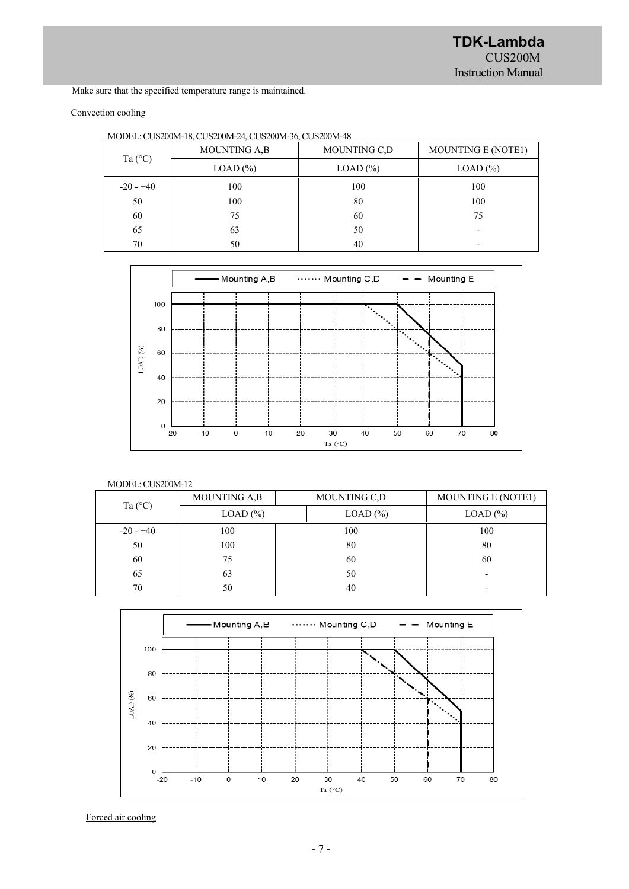Make sure that the specified temperature range is maintained.

Convection cooling

MODEL: CUS200M-18, CUS200M-24, CUS200M-36, CUS200M-48

| Ta (°C) | MOUNTING A,B | MOUNTING C,D | MOUNTING E (NOTE1) |
|---|---|---|---|
| | LOAD (%) | LOAD (%) | LOAD (%) |
| -20 - +40 | 100 | 100 | 100 |
| 50 | 100 | 80 | 100 |
| 60 | 75 | 60 | 75 |
| 65 | 63 | 50 | - |
| 70 | 50 | 40 | - |

MODEL: CUS200M-12

| Ta (°C) | MOUNTING A,B | MOUNTING C,D | MOUNTING E (NOTE1) |
|---|---|---|---|
| | LOAD (%) | LOAD (%) | LOAD (%) |
| -20 - +40 | 100 | 100 | 100 |
| 50 | 100 | 80 | 80 |
| 60 | 75 | 60 | 60 |
| 65 | 63 | 50 | - |
| 70 | 50 | 40 | - |

Forced air cooling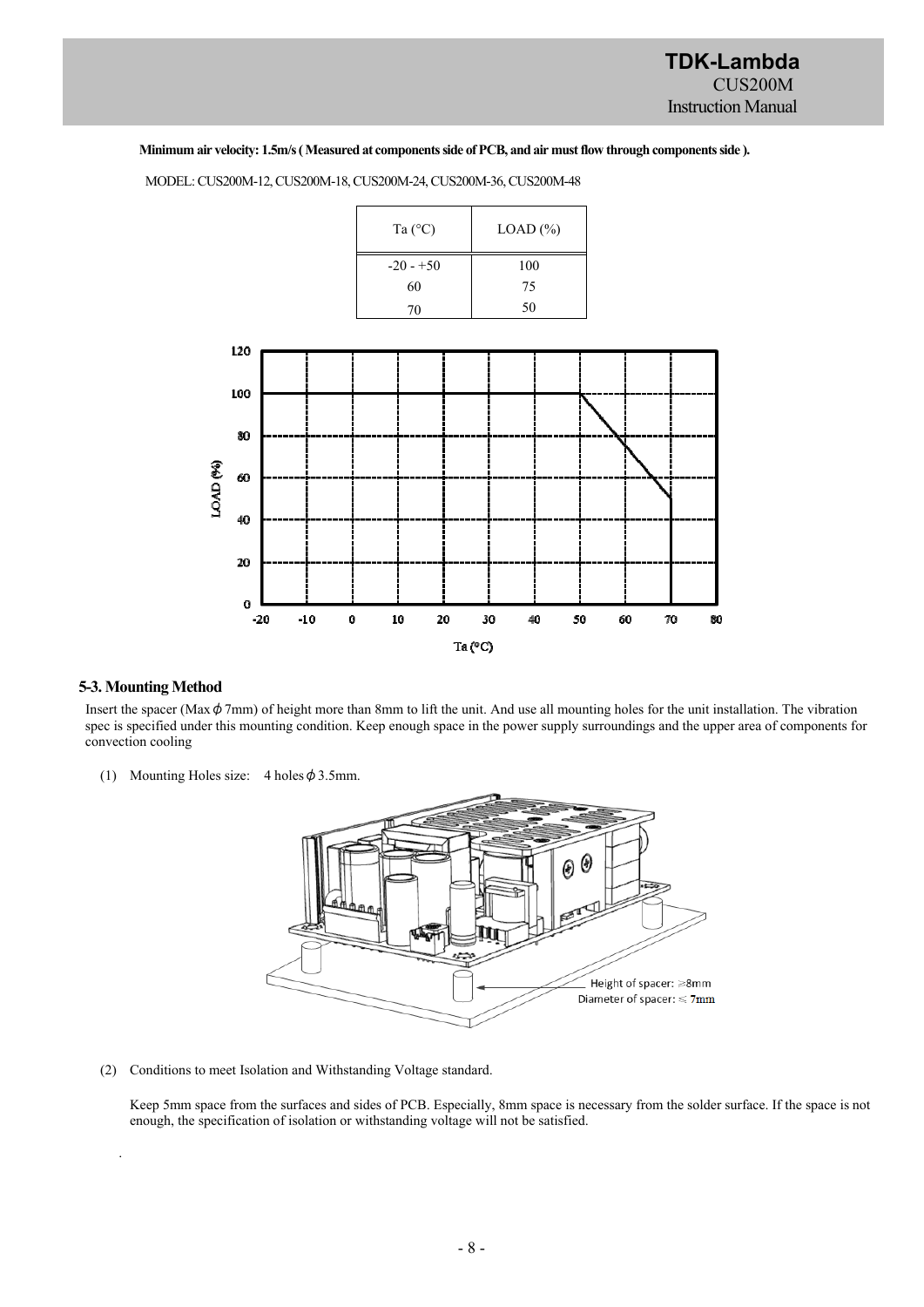**Minimum air velocity: 1.5m/s ( Measured at components side of PCB, and air must flow through components side ).**

MODEL: CUS200M-12, CUS200M-18, CUS200M-24, CUS200M-36, CUS200M-48

| Ta (°C) | LOAD (%) |
|---|---|
| -20 - +50 | 100 |
| 60 | 75 |
| 70 | 50 |

### 5-3. Mounting Method

Insert the spacer (Max ϕ 7mm) of height more than 8mm to lift the unit. And use all mounting holes for the unit installation. The vibration spec is specified under this mounting condition. Keep enough space in the power supply surroundings and the upper area of components for convection cooling

(1) Mounting Holes size: 4 holes ϕ 3.5mm.

Height of spacer: ≥8mm
Diameter of spacer: ≤ 7mm

(2) Conditions to meet Isolation and Withstanding Voltage standard.

Keep 5mm space from the surfaces and sides of PCB. Especially, 8mm space is necessary from the solder surface. If the space is not enough, the specification of isolation or withstanding voltage will not be satisfied.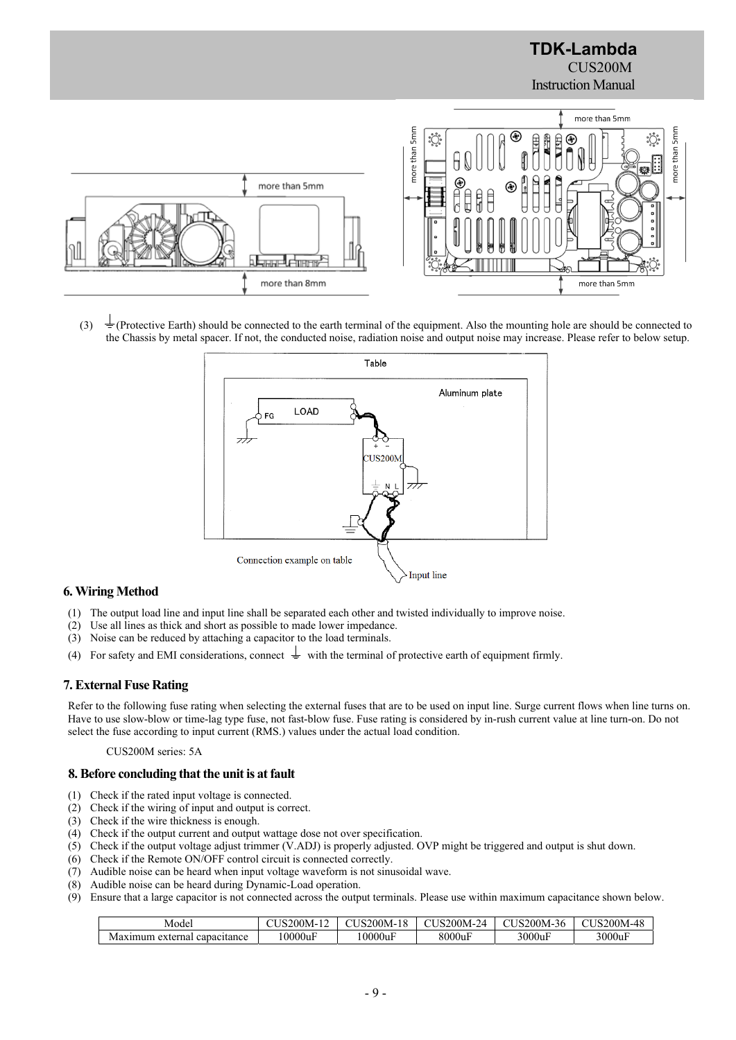(3) ⏚ (Protective Earth) should be connected to the earth terminal of the equipment. Also the mounting hole are should be connected to the Chassis by metal spacer. If not, the conducted noise, radiation noise and output noise may increase. Please refer to below setup.

Connection example on table

## 6. Wiring Method

(1) The output load line and input line shall be separated each other and twisted individually to improve noise.
(2) Use all lines as thick and short as possible to made lower impedance.
(3) Noise can be reduced by attaching a capacitor to the load terminals.
(4) For safety and EMI considerations, connect ⏚ with the terminal of protective earth of equipment firmly.

## 7. External Fuse Rating

Refer to the following fuse rating when selecting the external fuses that are to be used on input line. Surge current flows when line turns on. Have to use slow-blow or time-lag type fuse, not fast-blow fuse. Fuse rating is considered by in-rush current value at line turn-on. Do not select the fuse according to input current (RMS.) values under the actual load condition.

CUS200M series: 5A

## 8. Before concluding that the unit is at fault

(1) Check if the rated input voltage is connected.
(2) Check if the wiring of input and output is correct.
(3) Check if the wire thickness is enough.
(4) Check if the output current and output wattage dose not over specification.
(5) Check if the output voltage adjust trimmer (V.ADJ) is properly adjusted. OVP might be triggered and output is shut down.
(6) Check if the Remote ON/OFF control circuit is connected correctly.
(7) Audible noise can be heard when input voltage waveform is not sinusoidal wave.
(8) Audible noise can be heard during Dynamic-Load operation.
(9) Ensure that a large capacitor is not connected across the output terminals. Please use within maximum capacitance shown below.

| Model | CUS200M-12 | CUS200M-18 | CUS200M-24 | CUS200M-36 | CUS200M-48 |
|---|---|---|---|---|---|
| Maximum external capacitance | 10000uF | 10000uF | 8000uF | 3000uF | 3000uF |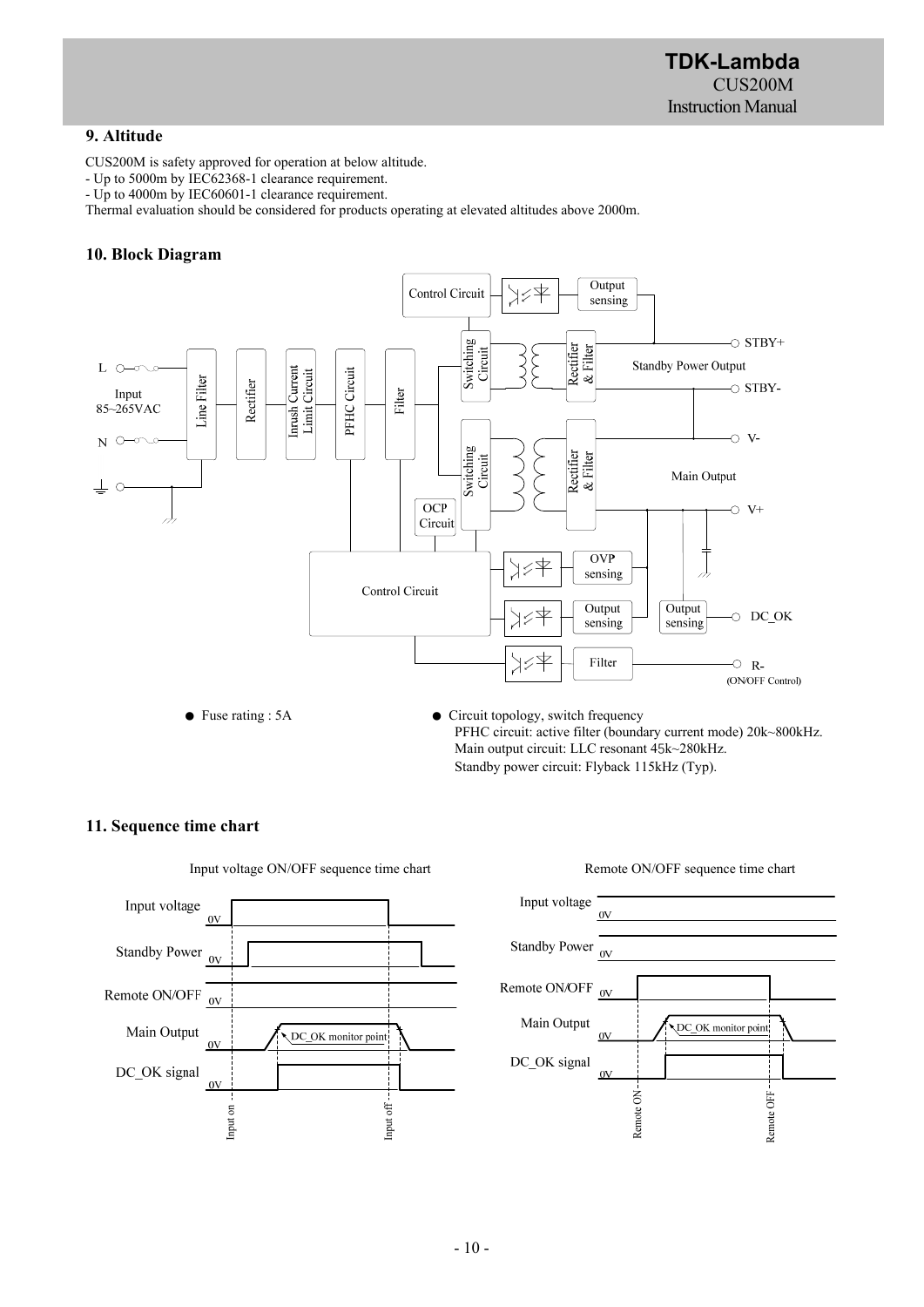## 9. Altitude

CUS200M is safety approved for operation at below altitude.
- Up to 5000m by IEC62368-1 clearance requirement.
- Up to 4000m by IEC60601-1 clearance requirement.

Thermal evaluation should be considered for products operating at elevated altitudes above 2000m.

## 10. Block Diagram

- Fuse rating : 5A
- Circuit topology, switch frequency
  PFHC circuit: active filter (boundary current mode) 20k~800kHz.
  Main output circuit: LLC resonant 45k~280kHz.
  Standby power circuit: Flyback 115kHz (Typ).

## 11. Sequence time chart

Input voltage ON/OFF sequence time chart

Remote ON/OFF sequence time chart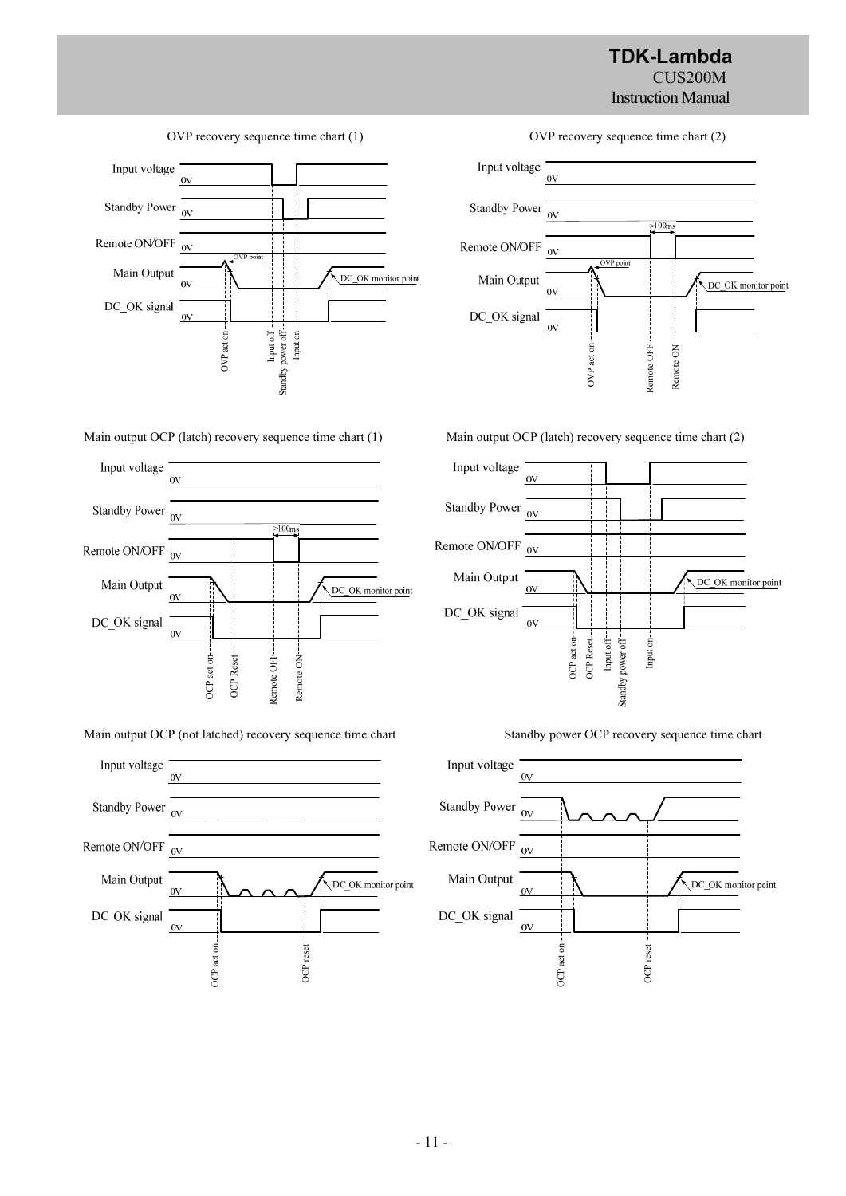OVP recovery sequence time chart (1)

Input voltage 0V
Standby Power 0V
Remote ON/OFF 0V
Main Output 0V
DC_OK signal 0V

OVP point
DC_OK monitor point
OVP act on
Input off
Standby power off
Input on

OVP recovery sequence time chart (2)

Input voltage 0V
Standby Power 0V
Remote ON/OFF 0V
Main Output 0V
DC_OK signal 0V

>100ms
OVP point
DC_OK monitor point
OVP act on
Remote OFF
Remote ON

Main output OCP (latch) recovery sequence time chart (1)

Input voltage 0V
Standby Power 0V
Remote ON/OFF 0V
Main Output 0V
DC_OK signal 0V

>100ms
DC_OK monitor point
OCP act on
OCP Reset
Remote OFF
Remote ON

Main output OCP (latch) recovery sequence time chart (2)

Input voltage 0V
Standby Power 0V
Remote ON/OFF 0V
Main Output 0V
DC_OK signal 0V

DC_OK monitor point
OCP act on
OCP Reset
Input off
Standby power off
Input on

Main output OCP (not latched) recovery sequence time chart

Input voltage 0V
Standby Power 0V
Remote ON/OFF 0V
Main Output 0V
DC_OK signal 0V

DC OK monitor point
OCP act on
OCP reset

Standby power OCP recovery sequence time chart

Input voltage 0V
Standby Power 0V
Remote ON/OFF 0V
Main Output 0V
DC_OK signal 0V

DC_OK monitor point
OCP act on
OCP reset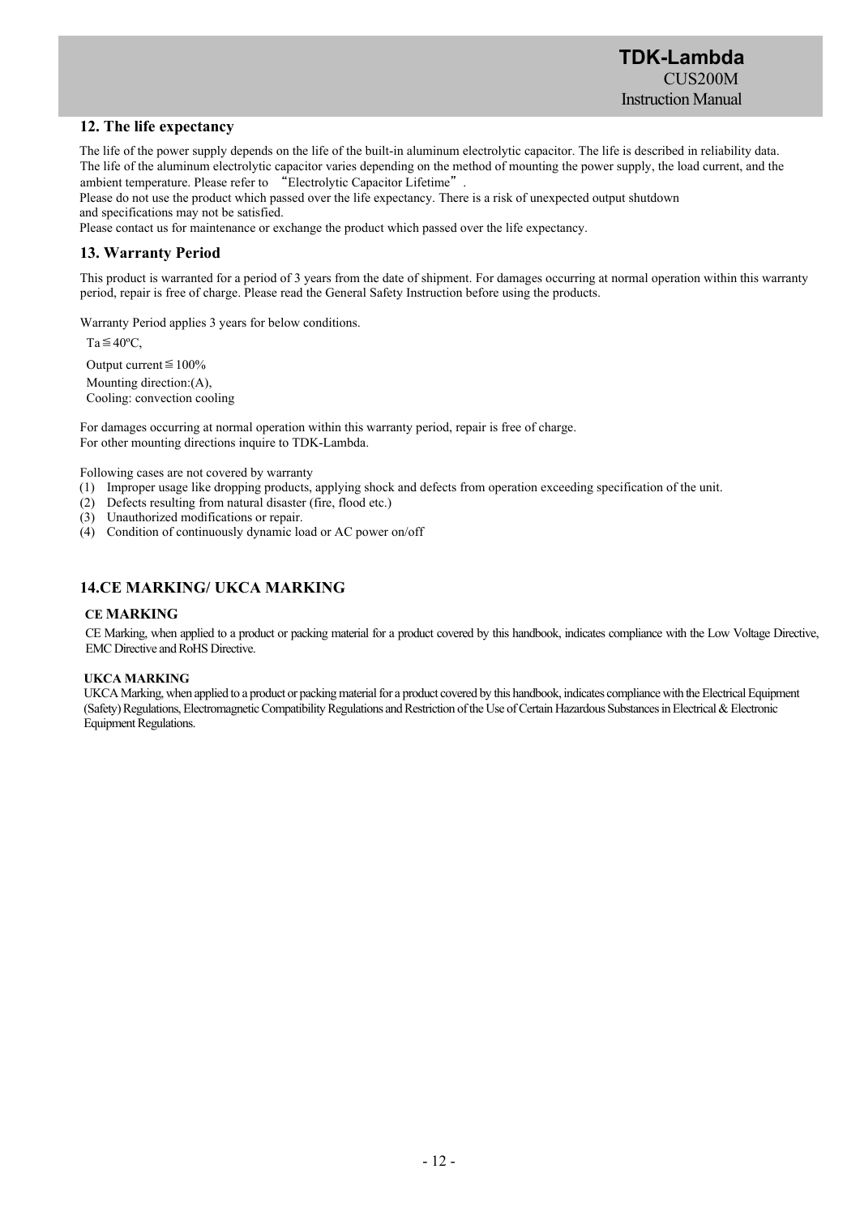## 12. The life expectancy

The life of the power supply depends on the life of the built-in aluminum electrolytic capacitor. The life is described in reliability data. The life of the aluminum electrolytic capacitor varies depending on the method of mounting the power supply, the load current, and the ambient temperature. Please refer to "Electrolytic Capacitor Lifetime".
Please do not use the product which passed over the life expectancy. There is a risk of unexpected output shutdown and specifications may not be satisfied.
Please contact us for maintenance or exchange the product which passed over the life expectancy.

## 13. Warranty Period

This product is warranted for a period of 3 years from the date of shipment. For damages occurring at normal operation within this warranty period, repair is free of charge. Please read the General Safety Instruction before using the products.

Warranty Period applies 3 years for below conditions.

Ta≦40ºC,

Output current≦100%
Mounting direction:(A),
Cooling: convection cooling

For damages occurring at normal operation within this warranty period, repair is free of charge.
For other mounting directions inquire to TDK-Lambda.

Following cases are not covered by warranty

1. Improper usage like dropping products, applying shock and defects from operation exceeding specification of the unit.
2. Defects resulting from natural disaster (fire, flood etc.)
3. Unauthorized modifications or repair.
4. Condition of continuously dynamic load or AC power on/off

## 14.CE MARKING/ UKCA MARKING

### CE MARKING

CE Marking, when applied to a product or packing material for a product covered by this handbook, indicates compliance with the Low Voltage Directive, EMC Directive and RoHS Directive.

### UKCA MARKING

UKCA Marking, when applied to a product or packing material for a product covered by this handbook, indicates compliance with the Electrical Equipment (Safety) Regulations, Electromagnetic Compatibility Regulations and Restriction of the Use of Certain Hazardous Substances in Electrical & Electronic Equipment Regulations.